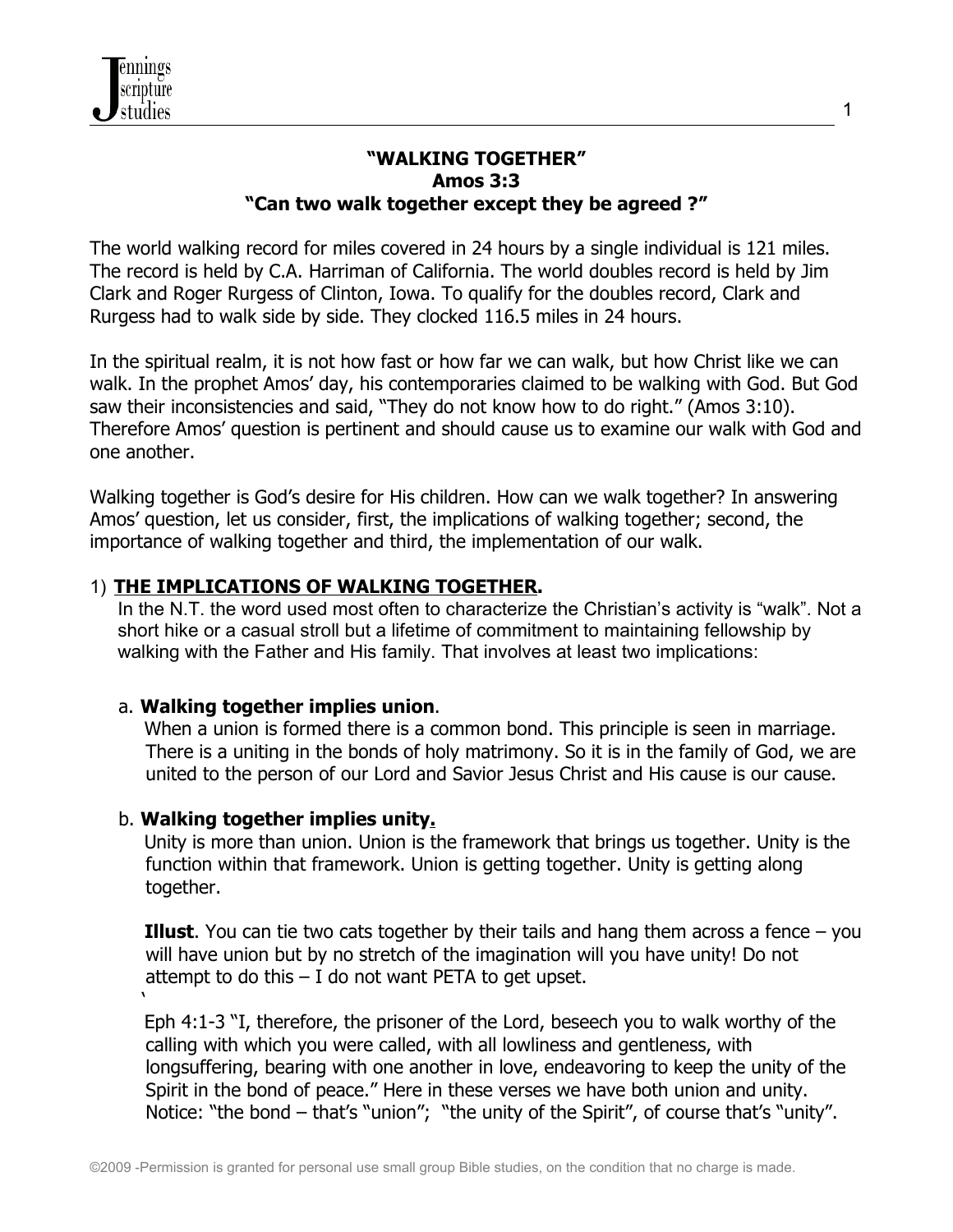# "WALKING TOGETHER"
## Amos 3:3
## "Can two walk together except they be agreed ?"

The world walking record for miles covered in 24 hours by a single individual is 121 miles. The record is held by C.A. Harriman of California. The world doubles record is held by Jim Clark and Roger Rurgess of Clinton, Iowa. To qualify for the doubles record, Clark and Rurgess had to walk side by side. They clocked 116.5 miles in 24 hours.

In the spiritual realm, it is not how fast or how far we can walk, but how Christ like we can walk. In the prophet Amos' day, his contemporaries claimed to be walking with God. But God saw their inconsistencies and said, "They do not know how to do right." (Amos 3:10). Therefore Amos' question is pertinent and should cause us to examine our walk with God and one another.

Walking together is God's desire for His children. How can we walk together? In answering Amos' question, let us consider, first, the implications of walking together; second, the importance of walking together and third, the implementation of our walk.

### 1) **THE IMPLICATIONS OF WALKING TOGETHER.**

In the N.T. the word used most often to characterize the Christian's activity is "walk". Not a short hike or a casual stroll but a lifetime of commitment to maintaining fellowship by walking with the Father and His family. That involves at least two implications:

a. **Walking together implies union**.

When a union is formed there is a common bond. This principle is seen in marriage. There is a uniting in the bonds of holy matrimony. So it is in the family of God, we are united to the person of our Lord and Savior Jesus Christ and His cause is our cause.

b. **Walking together implies unity.**

Unity is more than union. Union is the framework that brings us together. Unity is the function within that framework. Union is getting together. Unity is getting along together.

**Illust**. You can tie two cats together by their tails and hang them across a fence – you will have union but by no stretch of the imagination will you have unity! Do not attempt to do this – I do not want PETA to get upset.

Eph 4:1-3 "I, therefore, the prisoner of the Lord, beseech you to walk worthy of the calling with which you were called, with all lowliness and gentleness, with longsuffering, bearing with one another in love, endeavoring to keep the unity of the Spirit in the bond of peace." Here in these verses we have both union and unity. Notice: "the bond – that's "union"; "the unity of the Spirit", of course that's "unity".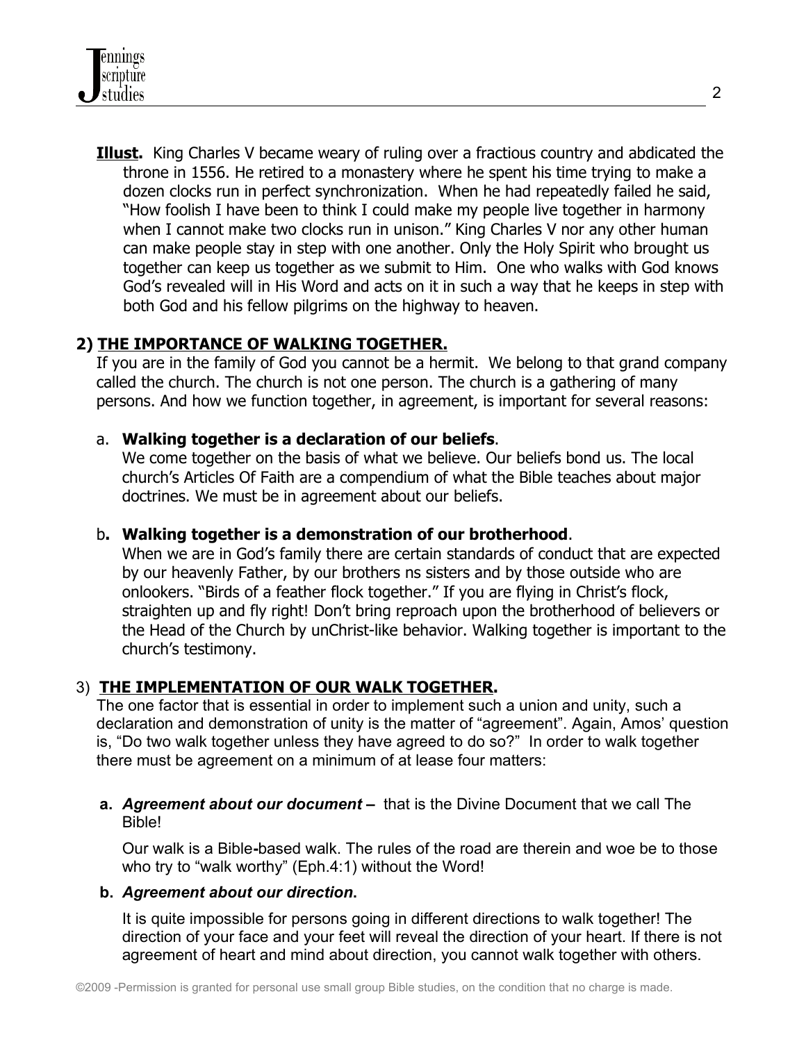**Illust.** King Charles V became weary of ruling over a fractious country and abdicated the throne in 1556. He retired to a monastery where he spent his time trying to make a dozen clocks run in perfect synchronization. When he had repeatedly failed he said, "How foolish I have been to think I could make my people live together in harmony when I cannot make two clocks run in unison." King Charles V nor any other human can make people stay in step with one another. Only the Holy Spirit who brought us together can keep us together as we submit to Him. One who walks with God knows God's revealed will in His Word and acts on it in such a way that he keeps in step with both God and his fellow pilgrims on the highway to heaven.

## 2) THE IMPORTANCE OF WALKING TOGETHER.

If you are in the family of God you cannot be a hermit. We belong to that grand company called the church. The church is not one person. The church is a gathering of many persons. And how we function together, in agreement, is important for several reasons:

a. **Walking together is a declaration of our beliefs**.
We come together on the basis of what we believe. Our beliefs bond us. The local church's Articles Of Faith are a compendium of what the Bible teaches about major doctrines. We must be in agreement about our beliefs.

b**. Walking together is a demonstration of our brotherhood**.
When we are in God's family there are certain standards of conduct that are expected by our heavenly Father, by our brothers ns sisters and by those outside who are onlookers. "Birds of a feather flock together." If you are flying in Christ's flock, straighten up and fly right! Don't bring reproach upon the brotherhood of believers or the Head of the Church by unChrist-like behavior. Walking together is important to the church's testimony.

## 3) THE IMPLEMENTATION OF OUR WALK TOGETHER.

The one factor that is essential in order to implement such a union and unity, such a declaration and demonstration of unity is the matter of "agreement". Again, Amos' question is, "Do two walk together unless they have agreed to do so?" In order to walk together there must be agreement on a minimum of at lease four matters:

**a.** ***Agreement about our document –*** that is the Divine Document that we call The Bible!

Our walk is a Bible-based walk. The rules of the road are therein and woe be to those who try to "walk worthy" (Eph.4:1) without the Word!

**b.** ***Agreement about our direction*.**

It is quite impossible for persons going in different directions to walk together! The direction of your face and your feet will reveal the direction of your heart. If there is not agreement of heart and mind about direction, you cannot walk together with others.

©2009 -Permission is granted for personal use small group Bible studies, on the condition that no charge is made.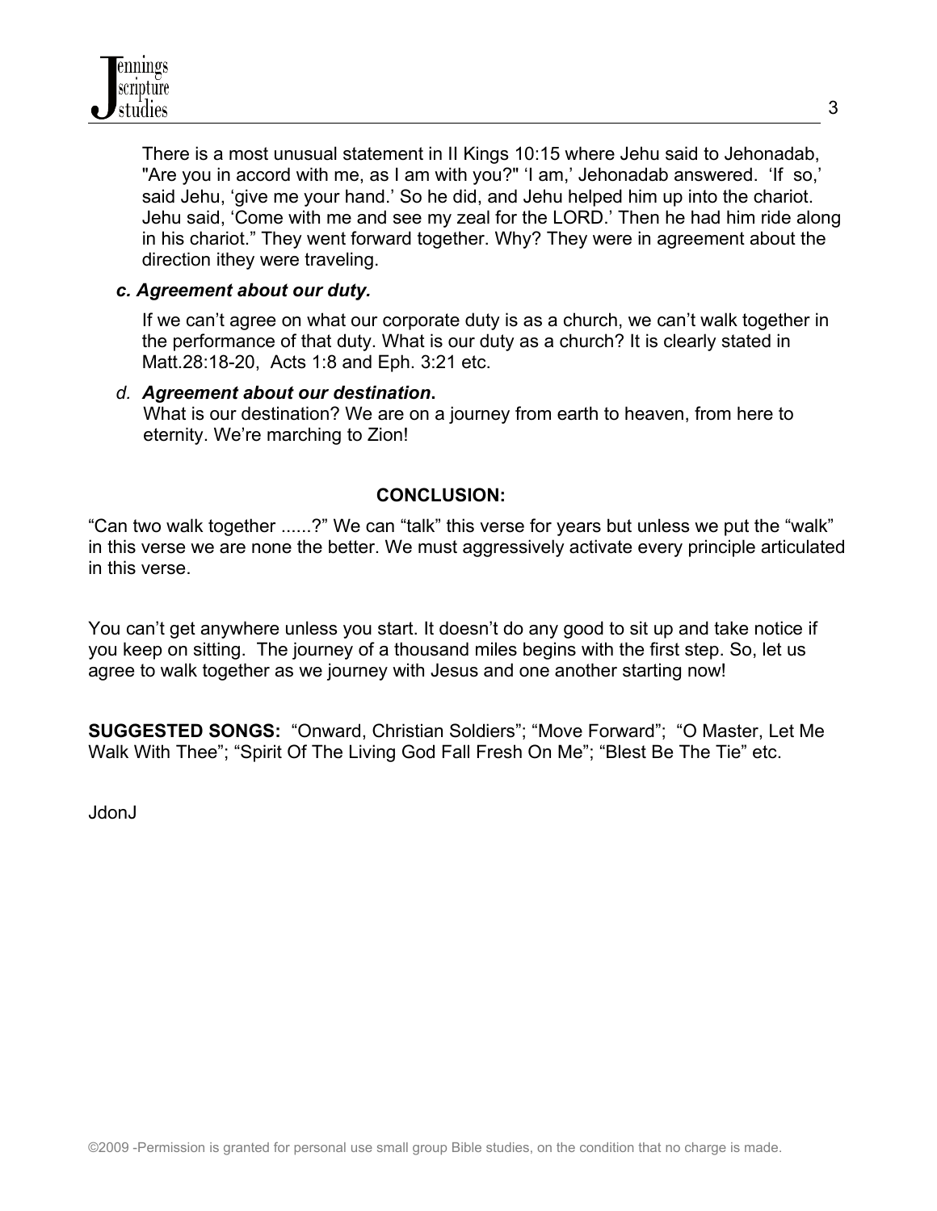There is a most unusual statement in II Kings 10:15 where Jehu said to Jehonadab, "Are you in accord with me, as I am with you?" 'I am,' Jehonadab answered. 'If so,' said Jehu, 'give me your hand.' So he did, and Jehu helped him up into the chariot. Jehu said, 'Come with me and see my zeal for the LORD.' Then he had him ride along in his chariot." They went forward together. Why? They were in agreement about the direction ithey were traveling.

***c. Agreement about our duty.***

If we can't agree on what our corporate duty is as a church, we can't walk together in the performance of that duty. What is our duty as a church? It is clearly stated in Matt.28:18-20, Acts 1:8 and Eph. 3:21 etc.

*d.* ***Agreement about our destination*.**

What is our destination? We are on a journey from earth to heaven, from here to eternity. We're marching to Zion!

**CONCLUSION:**

"Can two walk together ......?" We can "talk" this verse for years but unless we put the "walk" in this verse we are none the better. We must aggressively activate every principle articulated in this verse.

You can't get anywhere unless you start. It doesn't do any good to sit up and take notice if you keep on sitting. The journey of a thousand miles begins with the first step. So, let us agree to walk together as we journey with Jesus and one another starting now!

**SUGGESTED SONGS:** "Onward, Christian Soldiers"; "Move Forward"; "O Master, Let Me Walk With Thee"; "Spirit Of The Living God Fall Fresh On Me"; "Blest Be The Tie" etc.

JdonJ

©2009 -Permission is granted for personal use small group Bible studies, on the condition that no charge is made.